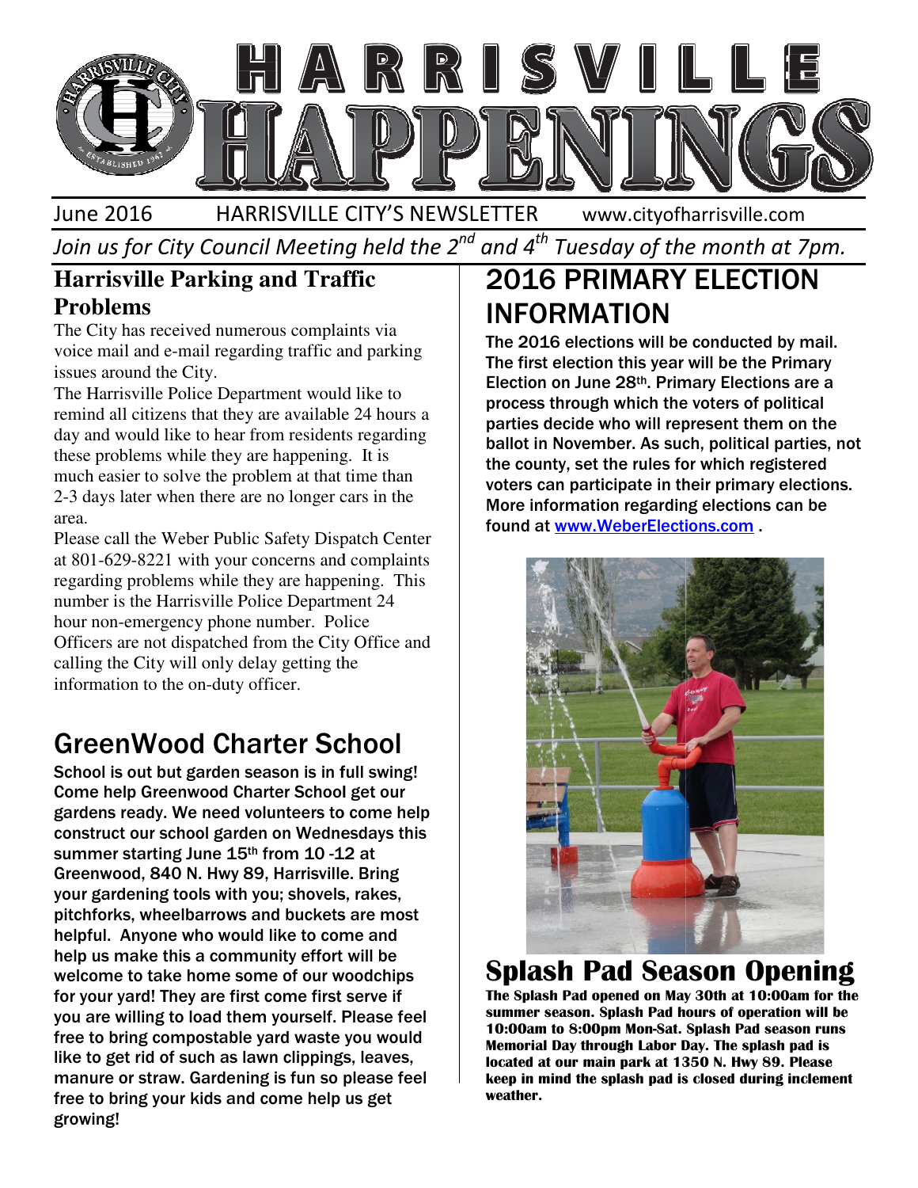# HARRISVILLE HAPPENINGS

June 2016 HARRISVILLE CITY'S NEWSLETTER www.cityofharrisville.com

*Join us for City Council Meeting held the 2nd and 4th Tuesday of the month at 7pm.*

## Harrisville Parking and Traffic Problems

The City has received numerous complaints via voice mail and e-mail regarding traffic and parking issues around the City.

The Harrisville Police Department would like to remind all citizens that they are available 24 hours a day and would like to hear from residents regarding these problems while they are happening. It is much easier to solve the problem at that time than 2-3 days later when there are no longer cars in the area.

Please call the Weber Public Safety Dispatch Center at 801-629-8221 with your concerns and complaints regarding problems while they are happening. This number is the Harrisville Police Department 24 hour non-emergency phone number. Police Officers are not dispatched from the City Office and calling the City will only delay getting the information to the on-duty officer.

## GreenWood Charter School

School is out but garden season is in full swing! Come help Greenwood Charter School get our gardens ready. We need volunteers to come help construct our school garden on Wednesdays this summer starting June 15th from 10 -12 at Greenwood, 840 N. Hwy 89, Harrisville. Bring your gardening tools with you; shovels, rakes, pitchforks, wheelbarrows and buckets are most helpful. Anyone who would like to come and help us make this a community effort will be welcome to take home some of our woodchips for your yard! They are first come first serve if you are willing to load them yourself. Please feel free to bring compostable yard waste you would like to get rid of such as lawn clippings, leaves, manure or straw. Gardening is fun so please feel free to bring your kids and come help us get growing!

## 2016 PRIMARY ELECTION INFORMATION

The 2016 elections will be conducted by mail. The first election this year will be the Primary Election on June 28th. Primary Elections are a process through which the voters of political parties decide who will represent them on the ballot in November. As such, political parties, not the county, set the rules for which registered voters can participate in their primary elections. More information regarding elections can be found at www.WeberElections.com .

## Splash Pad Season Opening

**The Splash Pad opened on May 30th at 10:00am for the summer season. Splash Pad hours of operation will be 10:00am to 8:00pm Mon-Sat. Splash Pad season runs Memorial Day through Labor Day. The splash pad is located at our main park at 1350 N. Hwy 89. Please keep in mind the splash pad is closed during inclement weather.**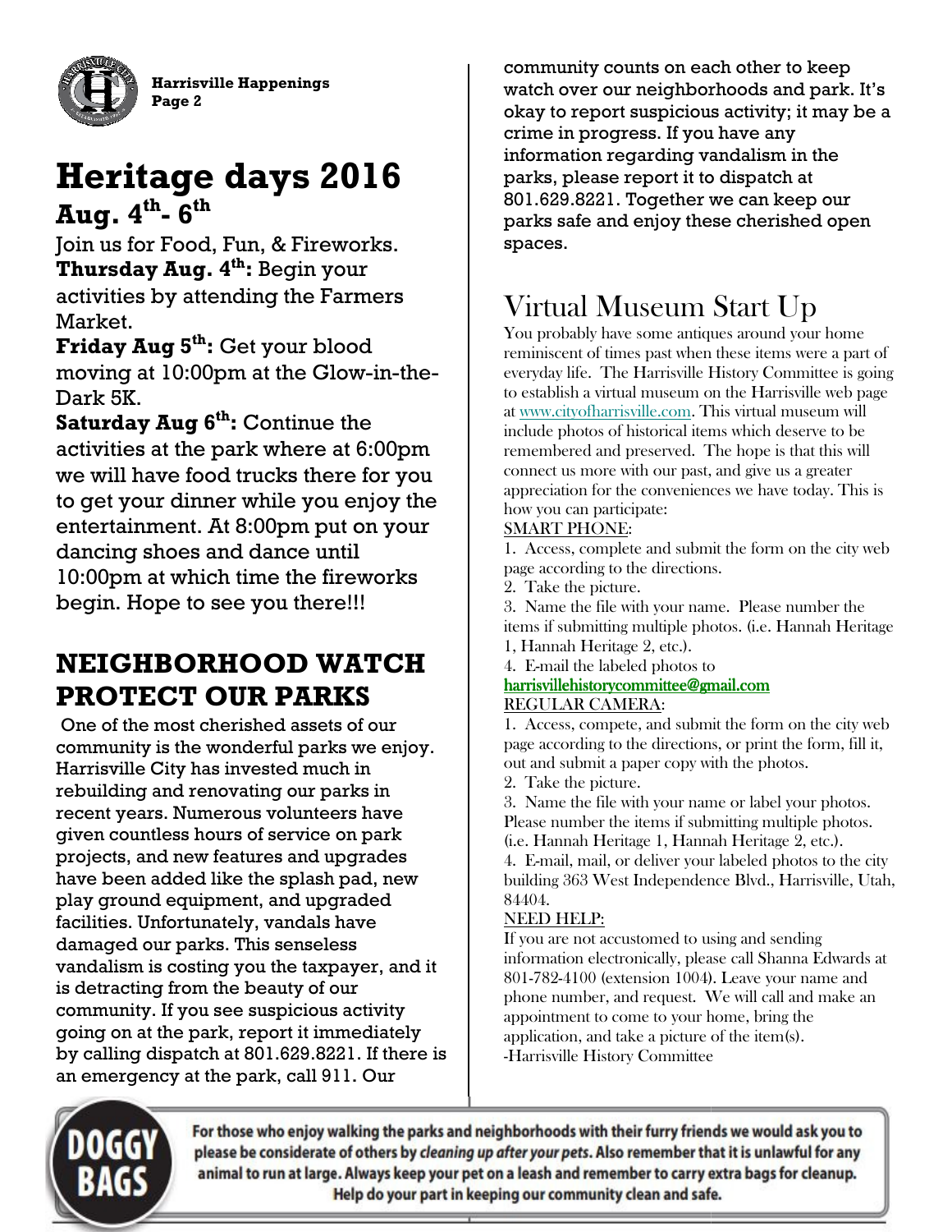# Heritage days 2016

## Aug. 4th- 6th

Join us for Food, Fun, & Fireworks.

**Thursday Aug. 4th:** Begin your activities by attending the Farmers Market.

**Friday Aug 5th:** Get your blood moving at 10:00pm at the Glow-in-the-Dark 5K.

**Saturday Aug 6th:** Continue the activities at the park where at 6:00pm we will have food trucks there for you to get your dinner while you enjoy the entertainment. At 8:00pm put on your dancing shoes and dance until 10:00pm at which time the fireworks begin. Hope to see you there!!!

## NEIGHBORHOOD WATCH PROTECT OUR PARKS

One of the most cherished assets of our community is the wonderful parks we enjoy. Harrisville City has invested much in rebuilding and renovating our parks in recent years. Numerous volunteers have given countless hours of service on park projects, and new features and upgrades have been added like the splash pad, new play ground equipment, and upgraded facilities. Unfortunately, vandals have damaged our parks. This senseless vandalism is costing you the taxpayer, and it is detracting from the beauty of our community. If you see suspicious activity going on at the park, report it immediately by calling dispatch at 801.629.8221. If there is an emergency at the park, call 911. Our community counts on each other to keep watch over our neighborhoods and park. It's okay to report suspicious activity; it may be a crime in progress. If you have any information regarding vandalism in the parks, please report it to dispatch at 801.629.8221. Together we can keep our parks safe and enjoy these cherished open spaces.

## Virtual Museum Start Up

You probably have some antiques around your home reminiscent of times past when these items were a part of everyday life. The Harrisville History Committee is going to establish a virtual museum on the Harrisville web page at www.cityofharrisville.com. This virtual museum will include photos of historical items which deserve to be remembered and preserved. The hope is that this will connect us more with our past, and give us a greater appreciation for the conveniences we have today. This is how you can participate:

SMART PHONE:

1. Access, complete and submit the form on the city web page according to the directions.
2. Take the picture.
3. Name the file with your name. Please number the items if submitting multiple photos. (i.e. Hannah Heritage 1, Hannah Heritage 2, etc.).
4. E-mail the labeled photos to **harrisvillehistorycommittee@gmail.com**

REGULAR CAMERA:

1. Access, compete, and submit the form on the city web page according to the directions, or print the form, fill it, out and submit a paper copy with the photos.
2. Take the picture.
3. Name the file with your name or label your photos. Please number the items if submitting multiple photos. (i.e. Hannah Heritage 1, Hannah Heritage 2, etc.).
4. E-mail, mail, or deliver your labeled photos to the city building 363 West Independence Blvd., Harrisville, Utah, 84404.

NEED HELP:

If you are not accustomed to using and sending information electronically, please call Shanna Edwards at 801-782-4100 (extension 1004). Leave your name and phone number, and request. We will call and make an appointment to come to your home, bring the application, and take a picture of the item(s).

-Harrisville History Committee

**DOGGY BAGS**

**For those who enjoy walking the parks and neighborhoods with their furry friends we would ask you to please be considerate of others by *cleaning up after your pets*. Also remember that it is unlawful for any animal to run at large. Always keep your pet on a leash and remember to carry extra bags for cleanup. Help do your part in keeping our community clean and safe.**